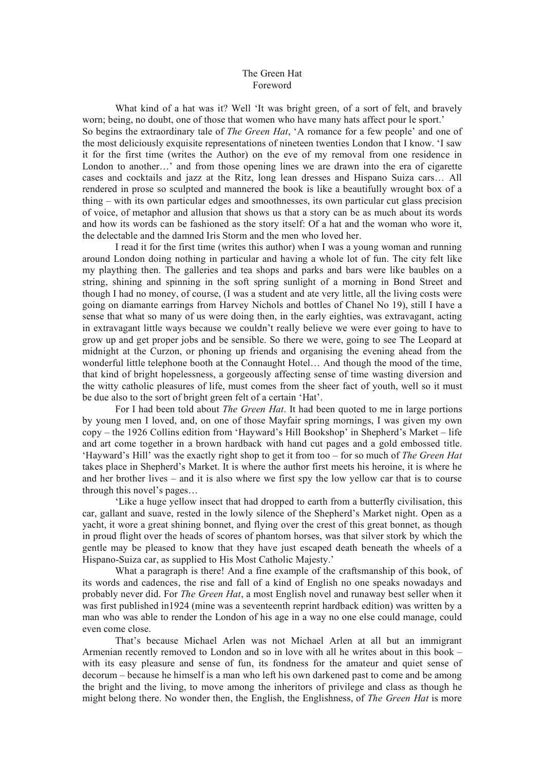# The Green Hat

## Foreword

What kind of a hat was it? Well 'It was bright green, of a sort of felt, and bravely worn; being, no doubt, one of those that women who have many hats affect pour le sport.'
So begins the extraordinary tale of *The Green Hat*, 'A romance for a few people' and one of the most deliciously exquisite representations of nineteen twenties London that I know. 'I saw it for the first time (writes the Author) on the eve of my removal from one residence in London to another…' and from those opening lines we are drawn into the era of cigarette cases and cocktails and jazz at the Ritz, long lean dresses and Hispano Suiza cars… All rendered in prose so sculpted and mannered the book is like a beautifully wrought box of a thing – with its own particular edges and smoothnesses, its own particular cut glass precision of voice, of metaphor and allusion that shows us that a story can be as much about its words and how its words can be fashioned as the story itself: Of a hat and the woman who wore it, the delectable and the damned Iris Storm and the men who loved her.

I read it for the first time (writes this author) when I was a young woman and running around London doing nothing in particular and having a whole lot of fun. The city felt like my plaything then. The galleries and tea shops and parks and bars were like baubles on a string, shining and spinning in the soft spring sunlight of a morning in Bond Street and though I had no money, of course, (I was a student and ate very little, all the living costs were going on diamante earrings from Harvey Nichols and bottles of Chanel No 19), still I have a sense that what so many of us were doing then, in the early eighties, was extravagant, acting in extravagant little ways because we couldn't really believe we were ever going to have to grow up and get proper jobs and be sensible. So there we were, going to see The Leopard at midnight at the Curzon, or phoning up friends and organising the evening ahead from the wonderful little telephone booth at the Connaught Hotel… And though the mood of the time, that kind of bright hopelessness, a gorgeously affecting sense of time wasting diversion and the witty catholic pleasures of life, must comes from the sheer fact of youth, well so it must be due also to the sort of bright green felt of a certain 'Hat'.

For I had been told about *The Green Hat*. It had been quoted to me in large portions by young men I loved, and, on one of those Mayfair spring mornings, I was given my own copy – the 1926 Collins edition from 'Hayward's Hill Bookshop' in Shepherd's Market – life and art come together in a brown hardback with hand cut pages and a gold embossed title. 'Hayward's Hill' was the exactly right shop to get it from too – for so much of *The Green Hat* takes place in Shepherd's Market. It is where the author first meets his heroine, it is where he and her brother lives – and it is also where we first spy the low yellow car that is to course through this novel's pages…

'Like a huge yellow insect that had dropped to earth from a butterfly civilisation, this car, gallant and suave, rested in the lowly silence of the Shepherd's Market night. Open as a yacht, it wore a great shining bonnet, and flying over the crest of this great bonnet, as though in proud flight over the heads of scores of phantom horses, was that silver stork by which the gentle may be pleased to know that they have just escaped death beneath the wheels of a Hispano-Suiza car, as supplied to His Most Catholic Majesty.'

What a paragraph is there! And a fine example of the craftsmanship of this book, of its words and cadences, the rise and fall of a kind of English no one speaks nowadays and probably never did. For *The Green Hat*, a most English novel and runaway best seller when it was first published in1924 (mine was a seventeenth reprint hardback edition) was written by a man who was able to render the London of his age in a way no one else could manage, could even come close.

That's because Michael Arlen was not Michael Arlen at all but an immigrant Armenian recently removed to London and so in love with all he writes about in this book – with its easy pleasure and sense of fun, its fondness for the amateur and quiet sense of decorum – because he himself is a man who left his own darkened past to come and be among the bright and the living, to move among the inheritors of privilege and class as though he might belong there. No wonder then, the English, the Englishness, of *The Green Hat* is more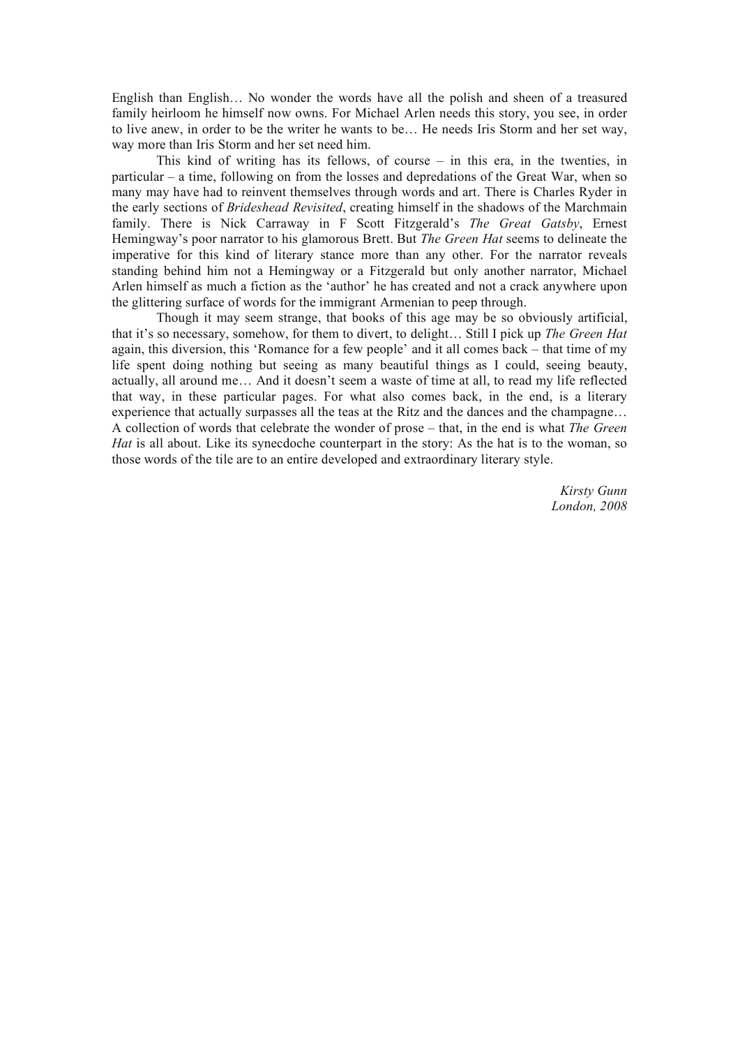English than English… No wonder the words have all the polish and sheen of a treasured family heirloom he himself now owns. For Michael Arlen needs this story, you see, in order to live anew, in order to be the writer he wants to be… He needs Iris Storm and her set way, way more than Iris Storm and her set need him.

This kind of writing has its fellows, of course – in this era, in the twenties, in particular – a time, following on from the losses and depredations of the Great War, when so many may have had to reinvent themselves through words and art. There is Charles Ryder in the early sections of *Brideshead Revisited*, creating himself in the shadows of the Marchmain family. There is Nick Carraway in F Scott Fitzgerald's *The Great Gatsby*, Ernest Hemingway's poor narrator to his glamorous Brett. But *The Green Hat* seems to delineate the imperative for this kind of literary stance more than any other. For the narrator reveals standing behind him not a Hemingway or a Fitzgerald but only another narrator, Michael Arlen himself as much a fiction as the 'author' he has created and not a crack anywhere upon the glittering surface of words for the immigrant Armenian to peep through.

Though it may seem strange, that books of this age may be so obviously artificial, that it's so necessary, somehow, for them to divert, to delight… Still I pick up *The Green Hat* again, this diversion, this 'Romance for a few people' and it all comes back – that time of my life spent doing nothing but seeing as many beautiful things as I could, seeing beauty, actually, all around me… And it doesn't seem a waste of time at all, to read my life reflected that way, in these particular pages. For what also comes back, in the end, is a literary experience that actually surpasses all the teas at the Ritz and the dances and the champagne… A collection of words that celebrate the wonder of prose – that, in the end is what *The Green Hat* is all about. Like its synecdoche counterpart in the story: As the hat is to the woman, so those words of the tile are to an entire developed and extraordinary literary style.

*Kirsty Gunn*
*London, 2008*